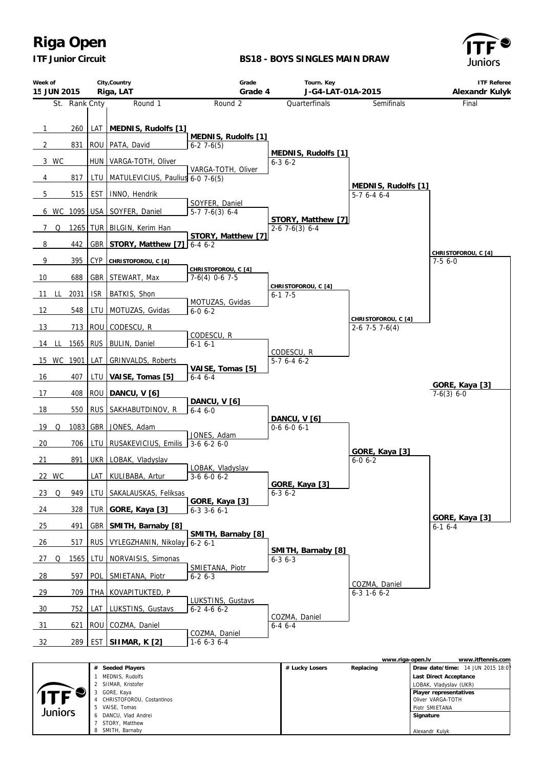# Riga Open

**ITF Junior Circuit**

**BS18 - BOYS SINGLES MAIN DRAW**

| Week of | City,Country | Grade | Tourn. Key | ITF Referee |
|---|---|---|---|---|
| 15 JUN 2015 | Riga, LAT | Grade 4 | J-G4-LAT-01A-2015 | Alexandr Kulyk |

| # | St. | Rank | Cnty | Round 1 | Round 2 | Quarterfinals | Semifinals | Final |
|---|---|---|---|---|---|---|---|---|
| 1 | | 260 | LAT | **MEDNIS, Rudolfs [1]** | | | | |
| | | | | | **MEDNIS, Rudolfs [1]** 6-2 7-6(5) | | | |
| 2 | | 831 | ROU | PATA, David | | | | |
| | | | | | | **MEDNIS, Rudolfs [1]** 6-3 6-2 | | |
| 3 | WC | | HUN | VARGA-TOTH, Oliver | | | | |
| | | | | | VARGA-TOTH, Oliver 6-0 7-6(5) | | | |
| 4 | | 817 | LTU | MATULEVICIUS, Paulius | | | | |
| | | | | | | | **MEDNIS, Rudolfs [1]** 5-7 6-4 6-4 | |
| 5 | | 515 | EST | INNO, Hendrik | | | | |
| | | | | | SOYFER, Daniel 5-7 7-6(3) 6-4 | | | |
| 6 | WC | 1095 | USA | SOYFER, Daniel | | | | |
| | | | | | | **STORY, Matthew [7]** 2-6 7-6(3) 6-4 | | |
| 7 | Q | 1265 | TUR | BILGIN, Kerim Han | | | | |
| | | | | | **STORY, Matthew [7]** 6-4 6-2 | | | |
| 8 | | 442 | GBR | **STORY, Matthew [7]** | | | | |
| | | | | | | | | **CHRISTOFOROU, C [4]** 7-5 6-0 |
| 9 | | 395 | CYP | **CHRISTOFOROU, C [4]** | | | | |
| | | | | | **CHRISTOFOROU, C [4]** 7-6(4) 0-6 7-5 | | | |
| 10 | | 688 | GBR | STEWART, Max | | | | |
| | | | | | | **CHRISTOFOROU, C [4]** 6-1 7-5 | | |
| 11 | LL | 2031 | ISR | BATKIS, Shon | | | | |
| | | | | | MOTUZAS, Gvidas 6-0 6-2 | | | |
| 12 | | 548 | LTU | MOTUZAS, Gvidas | | | | |
| | | | | | | | **CHRISTOFOROU, C [4]** 2-6 7-5 7-6(4) | |
| 13 | | 713 | ROU | CODESCU, R | | | | |
| | | | | | CODESCU, R 6-1 6-1 | | | |
| 14 | LL | 1565 | RUS | BULIN, Daniel | | | | |
| | | | | | | CODESCU, R 5-7 6-4 6-2 | | |
| 15 | WC | 1901 | LAT | GRINVALDS, Roberts | | | | |
| | | | | | **VAISE, Tomas [5]** 6-4 6-4 | | | |
| 16 | | 407 | LTU | **VAISE, Tomas [5]** | | | | |
| | | | | | | | | **GORE, Kaya [3]** 7-6(3) 6-0 |
| 17 | | 408 | ROU | **DANCU, V [6]** | | | | |
| | | | | | **DANCU, V [6]** 6-4 6-0 | | | |
| 18 | | 550 | RUS | SAKHABUTDINOV, R | | | | |
| | | | | | | **DANCU, V [6]** 0-6 6-0 6-1 | | |
| 19 | Q | 1083 | GBR | JONES, Adam | | | | |
| | | | | | JONES, Adam 3-6 6-2 6-0 | | | |
| 20 | | 706 | LTU | RUSAKEVICIUS, Emilis | | | | |
| | | | | | | | **GORE, Kaya [3]** 6-0 6-2 | |
| 21 | | 891 | UKR | LOBAK, Vladyslav | | | | |
| | | | | | LOBAK, Vladyslav 3-6 6-0 6-2 | | | |
| 22 | WC | | LAT | KULIBABA, Artur | | | | |
| | | | | | | **GORE, Kaya [3]** 6-3 6-2 | | |
| 23 | Q | 949 | LTU | SAKALAUSKAS, Feliksas | | | | |
| | | | | | **GORE, Kaya [3]** 6-3 3-6 6-1 | | | |
| 24 | | 328 | TUR | **GORE, Kaya [3]** | | | | |
| | | | | | | | | **GORE, Kaya [3]** 6-1 6-4 |
| 25 | | 491 | GBR | **SMITH, Barnaby [8]** | | | | |
| | | | | | **SMITH, Barnaby [8]** 6-2 6-1 | | | |
| 26 | | 517 | RUS | VYLEGZHANIN, Nikolay | | | | |
| | | | | | | **SMITH, Barnaby [8]** 6-3 6-3 | | |
| 27 | Q | 1565 | LTU | NORVAISIS, Simonas | | | | |
| | | | | | SMIETANA, Piotr 6-2 6-3 | | | |
| 28 | | 597 | POL | SMIETANA, Piotr | | | | |
| | | | | | | | COZMA, Daniel 6-3 1-6 6-2 | |
| 29 | | 709 | THA | KOVAPITUKTED, P | | | | |
| | | | | | LUKSTINS, Gustavs 6-2 4-6 6-2 | | | |
| 30 | | 752 | LAT | LUKSTINS, Gustavs | | | | |
| | | | | | | COZMA, Daniel 6-4 6-4 | | |
| 31 | | 621 | ROU | COZMA, Daniel | | | | |
| | | | | | COZMA, Daniel 1-6 6-3 6-4 | | | |
| 32 | | 289 | EST | **SIIMAR, K [2]** | | | | |

www.riga-open.lv www.itftennis.com

| # | Seeded Players | # Lucky Losers | Replacing | |
|---|---|---|---|---|
| 1 | MEDNIS, Rudolfs | | | **Draw date/time:** 14 JUN 2015 18:07 |
| 2 | SIIMAR, Kristofer | | | **Last Direct Acceptance** |
| 3 | GORE, Kaya | | | LOBAK, Vladyslav (UKR) |
| 4 | CHRISTOFOROU, Costantinos | | | **Player representatives** |
| 5 | VAISE, Tomas | | | Oliver VARGA-TOTH |
| 6 | DANCU, Vlad Andrei | | | Piotr SMIETANA |
| 7 | STORY, Matthew | | | **Signature** |
| 8 | SMITH, Barnaby | | | Alexandr Kulyk |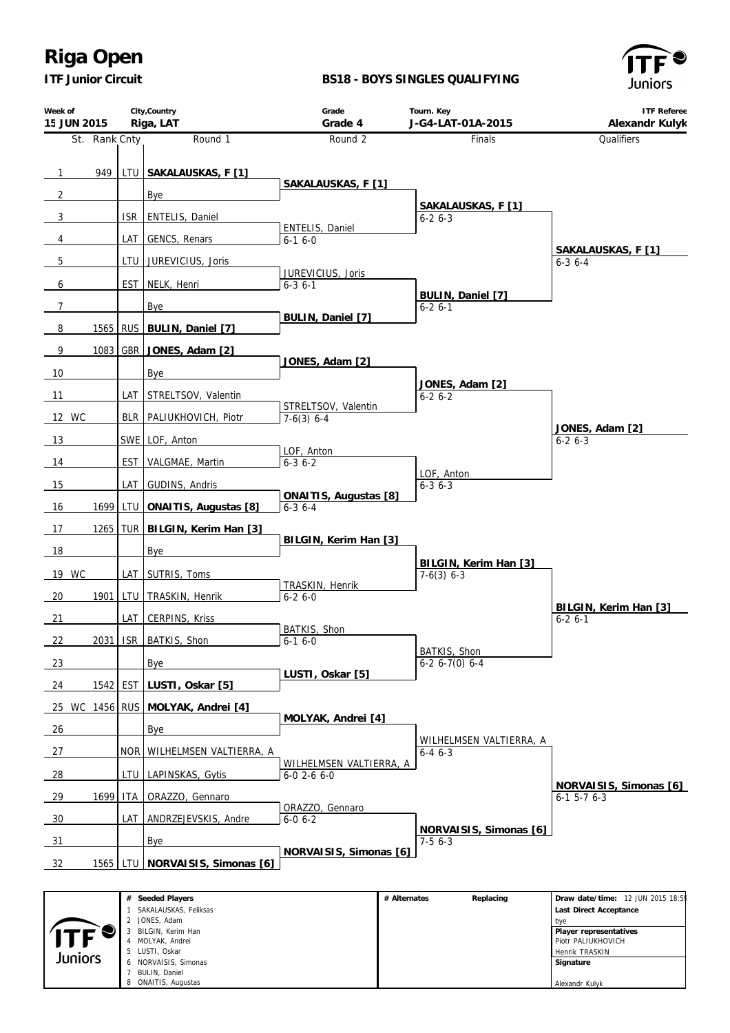# Riga Open

**ITF Junior Circuit**

**BS18 - BOYS SINGLES QUALIFYING**

| Week of | City,Country | Grade | Tourn. Key | ITF Referee |
|---|---|---|---|---|
| 15 JUN 2015 | Riga, LAT | Grade 4 | J-G4-LAT-01A-2015 | Alexandr Kulyk |

| St. | Rank | Cnty | Round 1 | Round 2 | Finals | Qualifiers |
|---|---|---|---|---|---|---|
| 1 | 949 | LTU | **SAKALAUSKAS, F [1]** | **SAKALAUSKAS, F [1]** | **SAKALAUSKAS, F [1]** 6-2 6-3 | **SAKALAUSKAS, F [1]** 6-3 6-4 |
| 2 | | | Bye | | | |
| 3 | | ISR | ENTELIS, Daniel | ENTELIS, Daniel 6-1 6-0 | | |
| 4 | | LAT | GENCS, Renars | | | |
| 5 | | LTU | JUREVICIUS, Joris | JUREVICIUS, Joris 6-3 6-1 | **BULIN, Daniel [7]** 6-2 6-1 | |
| 6 | | EST | NELK, Henri | | | |
| 7 | | | Bye | **BULIN, Daniel [7]** | | |
| 8 | 1565 | RUS | **BULIN, Daniel [7]** | | | |
| 9 | 1083 | GBR | **JONES, Adam [2]** | **JONES, Adam [2]** | **JONES, Adam [2]** 6-2 6-2 | **JONES, Adam [2]** 6-2 6-3 |
| 10 | | | Bye | | | |
| 11 | | LAT | STRELTSOV, Valentin | STRELTSOV, Valentin 7-6(3) 6-4 | | |
| 12 WC | | BLR | PALIUKHOVICH, Piotr | | | |
| 13 | | SWE | LOF, Anton | LOF, Anton 6-3 6-2 | LOF, Anton 6-3 6-3 | |
| 14 | | EST | VALGMAE, Martin | | | |
| 15 | | LAT | GUDINS, Andris | **ONAITIS, Augustas [8]** 6-3 6-4 | | |
| 16 | 1699 | LTU | **ONAITIS, Augustas [8]** | | | |
| 17 | 1265 | TUR | **BILGIN, Kerim Han [3]** | **BILGIN, Kerim Han [3]** | **BILGIN, Kerim Han [3]** 7-6(3) 6-3 | **BILGIN, Kerim Han [3]** 6-2 6-1 |
| 18 | | | Bye | | | |
| 19 WC | | LAT | SUTRIS, Toms | TRASKIN, Henrik 6-2 6-0 | | |
| 20 | 1901 | LTU | TRASKIN, Henrik | | | |
| 21 | | LAT | CERPINS, Kriss | BATKIS, Shon 6-1 6-0 | BATKIS, Shon 6-2 6-7(0) 6-4 | |
| 22 | 2031 | ISR | BATKIS, Shon | | | |
| 23 | | | Bye | **LUSTI, Oskar [5]** | | |
| 24 | 1542 | EST | **LUSTI, Oskar [5]** | | | |
| 25 WC | 1456 | RUS | **MOLYAK, Andrei [4]** | **MOLYAK, Andrei [4]** | WILHELMSEN VALTIERRA, A 6-4 6-3 | **NORVAISIS, Simonas [6]** 6-1 5-7 6-3 |
| 26 | | | Bye | | | |
| 27 | | NOR | WILHELMSEN VALTIERRA, A | WILHELMSEN VALTIERRA, A 6-0 2-6 6-0 | | |
| 28 | | LTU | LAPINSKAS, Gytis | | | |
| 29 | 1699 | ITA | ORAZZO, Gennaro | ORAZZO, Gennaro 6-0 6-2 | **NORVAISIS, Simonas [6]** 7-5 6-3 | |
| 30 | | LAT | ANDRZEJEVSKIS, Andre | | | |
| 31 | | | Bye | **NORVAISIS, Simonas [6]** | | |
| 32 | 1565 | LTU | **NORVAISIS, Simonas [6]** | | | |

| # | Seeded Players | # Alternates | Replacing | |
|---|---|---|---|---|
| 1 | SAKALAUSKAS, Feliksas | | | **Draw date/time:** 12 JUN 2015 18:59 |
| 2 | JONES, Adam | | | **Last Direct Acceptance** |
| 3 | BILGIN, Kerim Han | | | bye |
| 4 | MOLYAK, Andrei | | | **Player representatives** |
| 5 | LUSTI, Oskar | | | Piotr PALIUKHOVICH |
| 6 | NORVAISIS, Simonas | | | Henrik TRASKIN |
| 7 | BULIN, Daniel | | | **Signature** |
| 8 | ONAITIS, Augustas | | | Alexandr Kulyk |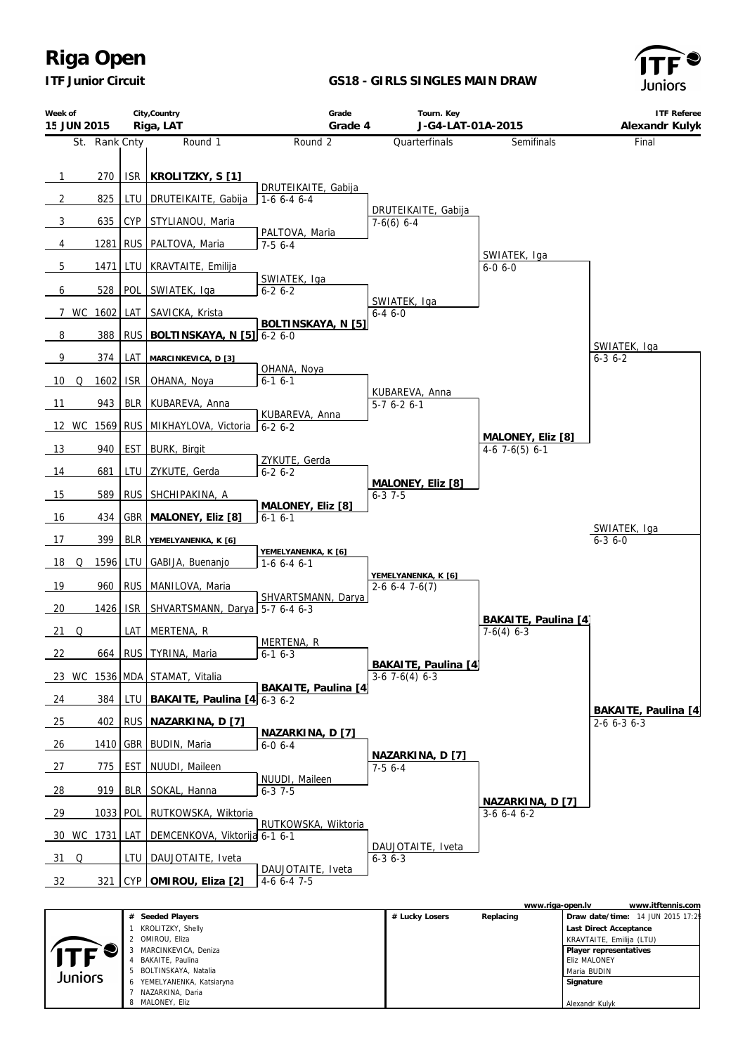# Riga Open

**ITF Junior Circuit**

**GS18 - GIRLS SINGLES MAIN DRAW**

| Week of | City,Country | Grade | Tourn. Key | ITF Referee |
|---|---|---|---|---|
| 15 JUN 2015 | Riga, LAT | Grade 4 | J-G4-LAT-01A-2015 | Alexandr Kulyk |

| # | St. | Rank | Cnty | Round 1 | Round 2 | Quarterfinals | Semifinals | Final |
|---|---|---|---|---|---|---|---|---|
| 1 | | 270 | ISR | **KROLITZKY, S [1]** | | | | |
| 2 | | 825 | LTU | DRUTEIKAITE, Gabija | DRUTEIKAITE, Gabija 1-6 6-4 6-4 | | | |
| 3 | | 635 | CYP | STYLIANOU, Maria | | DRUTEIKAITE, Gabija 7-6(6) 6-4 | | |
| 4 | | 1281 | RUS | PALTOVA, Maria | PALTOVA, Maria 7-5 6-4 | | | |
| 5 | | 1471 | LTU | KRAVTAITE, Emilija | | | SWIATEK, Iga 6-0 6-0 | |
| 6 | | 528 | POL | SWIATEK, Iga | SWIATEK, Iga 6-2 6-2 | | | |
| 7 | WC | 1602 | LAT | SAVICKA, Krista | | SWIATEK, Iga 6-4 6-0 | | |
| 8 | | 388 | RUS | **BOLTINSKAYA, N [5]** | **BOLTINSKAYA, N [5]** 6-2 6-0 | | | |
| 9 | | 374 | LAT | **MARCINKEVICA, D [3]** | | | | SWIATEK, Iga 6-3 6-2 |
| 10 | Q | 1602 | ISR | OHANA, Noya | OHANA, Noya 6-1 6-1 | | | |
| 11 | | 943 | BLR | KUBAREVA, Anna | | KUBAREVA, Anna 5-7 6-2 6-1 | | |
| 12 | WC | 1569 | RUS | MIKHAYLOVA, Victoria | KUBAREVA, Anna 6-2 6-2 | | | |
| 13 | | 940 | EST | BURK, Birgit | | | **MALONEY, Eliz [8]** 4-6 7-6(5) 6-1 | |
| 14 | | 681 | LTU | ZYKUTE, Gerda | ZYKUTE, Gerda 6-2 6-2 | | | |
| 15 | | 589 | RUS | SHCHIPAKINA, A | | **MALONEY, Eliz [8]** 6-3 7-5 | | |
| 16 | | 434 | GBR | **MALONEY, Eliz [8]** | **MALONEY, Eliz [8]** 6-1 6-1 | | | |
| 17 | | 399 | BLR | **YEMELYANENKA, K [6]** | | | | SWIATEK, Iga 6-3 6-0 |
| 18 | Q | 1596 | LTU | GABIJA, Buenanjo | **YEMELYANENKA, K [6]** 1-6 6-4 6-1 | | | |
| 19 | | 960 | RUS | MANILOVA, Maria | | **YEMELYANENKA, K [6]** 2-6 6-4 7-6(7) | | |
| 20 | | 1426 | ISR | SHVARTSMANN, Darya | SHVARTSMANN, Darya 5-7 6-4 6-3 | | | |
| 21 | Q | | LAT | MERTENA, R | | | **BAKAITE, Paulina [4]** 7-6(4) 6-3 | |
| 22 | | 664 | RUS | TYRINA, Maria | MERTENA, R 6-1 6-3 | | | |
| 23 | WC | 1536 | MDA | STAMAT, Vitalia | | **BAKAITE, Paulina [4]** 3-6 7-6(4) 6-3 | | |
| 24 | | 384 | LTU | **BAKAITE, Paulina [4]** | **BAKAITE, Paulina [4]** 6-3 6-2 | | | |
| 25 | | 402 | RUS | **NAZARKINA, D [7]** | | | | **BAKAITE, Paulina [4]** 2-6 6-3 6-3 |
| 26 | | 1410 | GBR | BUDIN, Maria | **NAZARKINA, D [7]** 6-0 6-4 | | | |
| 27 | | 775 | EST | NUUDI, Maileen | | **NAZARKINA, D [7]** 7-5 6-4 | | |
| 28 | | 919 | BLR | SOKAL, Hanna | NUUDI, Maileen 6-3 7-5 | | | |
| 29 | | 1033 | POL | RUTKOWSKA, Wiktoria | | | **NAZARKINA, D [7]** 3-6 6-4 6-2 | |
| 30 | WC | 1731 | LAT | DEMCENKOVA, Viktorija | RUTKOWSKA, Wiktoria 6-1 6-1 | | | |
| 31 | Q | | LTU | DAUJOTAITE, Iveta | | DAUJOTAITE, Iveta 6-3 6-3 | | |
| 32 | | 321 | CYP | **OMIROU, Eliza [2]** | DAUJOTAITE, Iveta 4-6 6-4 7-5 | | | |

www.riga-open.lv www.itftennis.com

| # | Seeded Players | # | Lucky Losers | Replacing |
|---|---|---|---|---|
| 1 | KROLITZKY, Shelly | | | |
| 2 | OMIROU, Eliza | | | |
| 3 | MARCINKEVICA, Deniza | | | |
| 4 | BAKAITE, Paulina | | | |
| 5 | BOLTINSKAYA, Natalia | | | |
| 6 | YEMELYANENKA, Katsiaryna | | | |
| 7 | NAZARKINA, Daria | | | |
| 8 | MALONEY, Eliz | | | |

**Draw date/time:** 14 JUN 2015 17:29

**Last Direct Acceptance**
KRAVTAITE, Emilija (LTU)

**Player representatives**
Eliz MALONEY
Maria BUDIN

**Signature**
Alexandr Kulyk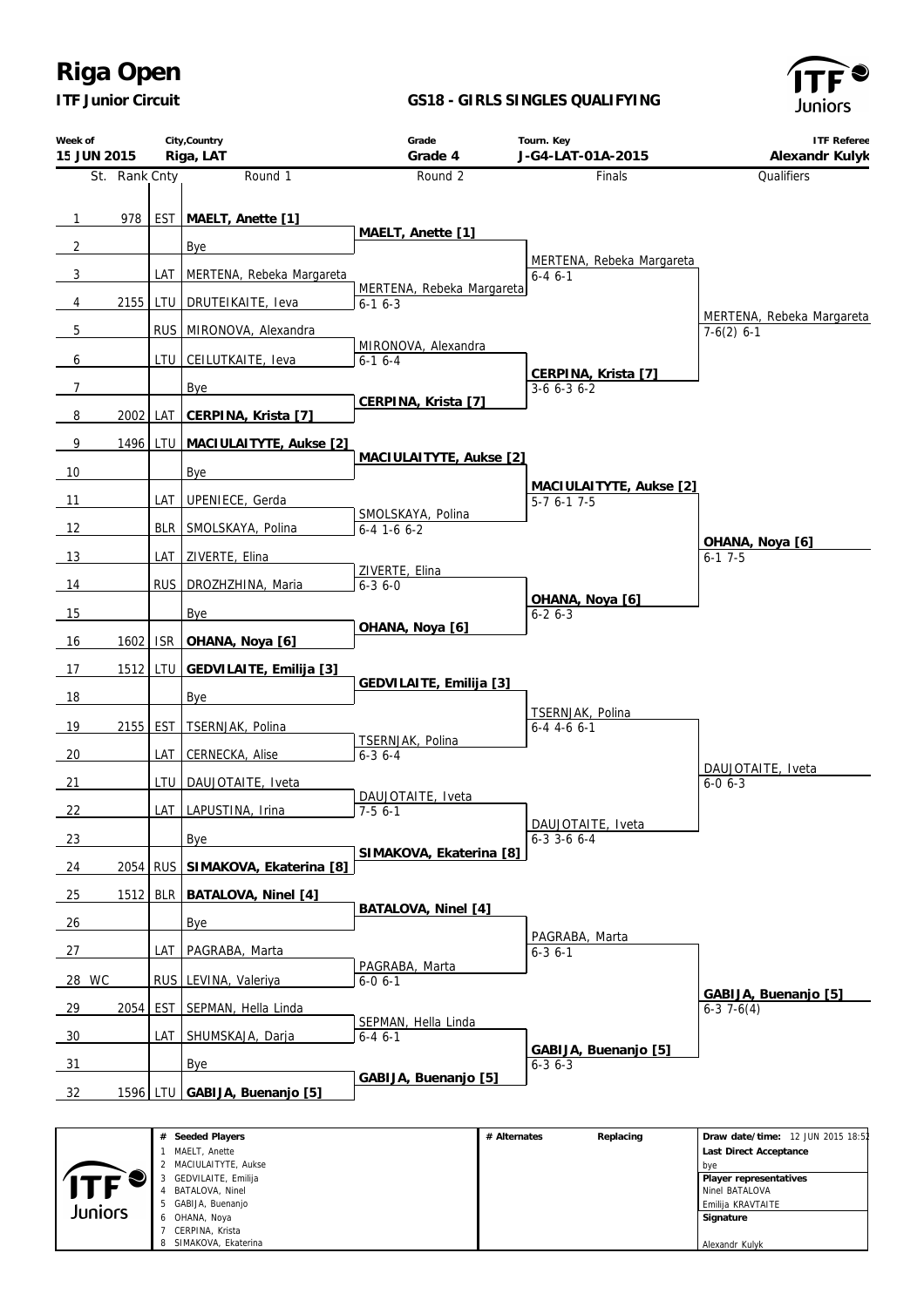# Riga Open

**ITF Junior Circuit**

**GS18 - GIRLS SINGLES QUALIFYING**

| Week of | City,Country | Grade | Tourn. Key | ITF Referee |
|---|---|---|---|---|
| 15 JUN 2015 | Riga, LAT | Grade 4 | J-G4-LAT-01A-2015 | Alexandr Kulyk |

| St. | Rank | Cnty | Round 1 | Round 2 | Finals | Qualifiers |
|---|---|---|---|---|---|---|
| 1 | 978 | EST | **MAELT, Anette [1]** | **MAELT, Anette [1]** | | |
| 2 | | | Bye | | MERTENA, Rebeka Margareta 6-4 6-1 | |
| 3 | | LAT | MERTENA, Rebeka Margareta | MERTENA, Rebeka Margareta 6-1 6-3 | | |
| 4 | 2155 | LTU | DRUTEIKAITE, Ieva | | | MERTENA, Rebeka Margareta 7-6(2) 6-1 |
| 5 | | RUS | MIRONOVA, Alexandra | MIRONOVA, Alexandra 6-1 6-4 | | |
| 6 | | LTU | CEILUTKAITE, Ieva | | **CERPINA, Krista [7]** 3-6 6-3 6-2 | |
| 7 | | | Bye | **CERPINA, Krista [7]** | | |
| 8 | 2002 | LAT | **CERPINA, Krista [7]** | | | |
| 9 | 1496 | LTU | **MACIULAITYTE, Aukse [2]** | **MACIULAITYTE, Aukse [2]** | | |
| 10 | | | Bye | | **MACIULAITYTE, Aukse [2]** 5-7 6-1 7-5 | |
| 11 | | LAT | UPENIECE, Gerda | SMOLSKAYA, Polina 6-4 1-6 6-2 | | |
| 12 | | BLR | SMOLSKAYA, Polina | | | **OHANA, Noya [6]** 6-1 7-5 |
| 13 | | LAT | ZIVERTE, Elina | ZIVERTE, Elina 6-3 6-0 | | |
| 14 | | RUS | DROZHZHINA, Maria | | **OHANA, Noya [6]** 6-2 6-3 | |
| 15 | | | Bye | **OHANA, Noya [6]** | | |
| 16 | 1602 | ISR | **OHANA, Noya [6]** | | | |
| 17 | 1512 | LTU | **GEDVILAITE, Emilija [3]** | **GEDVILAITE, Emilija [3]** | | |
| 18 | | | Bye | | TSERNJAK, Polina 6-4 4-6 6-1 | |
| 19 | 2155 | EST | TSERNJAK, Polina | TSERNJAK, Polina 6-3 6-4 | | |
| 20 | | LAT | CERNECKA, Alise | | | DAUJOTAITE, Iveta 6-0 6-3 |
| 21 | | LTU | DAUJOTAITE, Iveta | DAUJOTAITE, Iveta 7-5 6-1 | | |
| 22 | | LAT | LAPUSTINA, Irina | | DAUJOTAITE, Iveta 6-3 3-6 6-4 | |
| 23 | | | Bye | **SIMAKOVA, Ekaterina [8]** | | |
| 24 | 2054 | RUS | **SIMAKOVA, Ekaterina [8]** | | | |
| 25 | 1512 | BLR | **BATALOVA, Ninel [4]** | **BATALOVA, Ninel [4]** | | |
| 26 | | | Bye | | PAGRABA, Marta 6-3 6-1 | |
| 27 | | LAT | PAGRABA, Marta | PAGRABA, Marta 6-0 6-1 | | |
| 28 WC | | RUS | LEVINA, Valeriya | | | **GABIJA, Buenanjo [5]** 6-3 7-6(4) |
| 29 | 2054 | EST | SEPMAN, Hella Linda | SEPMAN, Hella Linda 6-4 6-1 | | |
| 30 | | LAT | SHUMSKAJA, Darja | | **GABIJA, Buenanjo [5]** 6-3 6-3 | |
| 31 | | | Bye | **GABIJA, Buenanjo [5]** | | |
| 32 | 1596 | LTU | **GABIJA, Buenanjo [5]** | | | |

| # | Seeded Players |
|---|---|
| 1 | MAELT, Anette |
| 2 | MACIULAITYTE, Aukse |
| 3 | GEDVILAITE, Emilija |
| 4 | BATALOVA, Ninel |
| 5 | GABIJA, Buenanjo |
| 6 | OHANA, Noya |
| 7 | CERPINA, Krista |
| 8 | SIMAKOVA, Ekaterina |

| # Alternates | Replacing |
|---|---|
| | |

**Draw date/time:** 12 JUN 2015 18:52

**Last Direct Acceptance**
bye

**Player representatives**
Ninel BATALOVA
Emilija KRAVTAITE

**Signature**
Alexandr Kulyk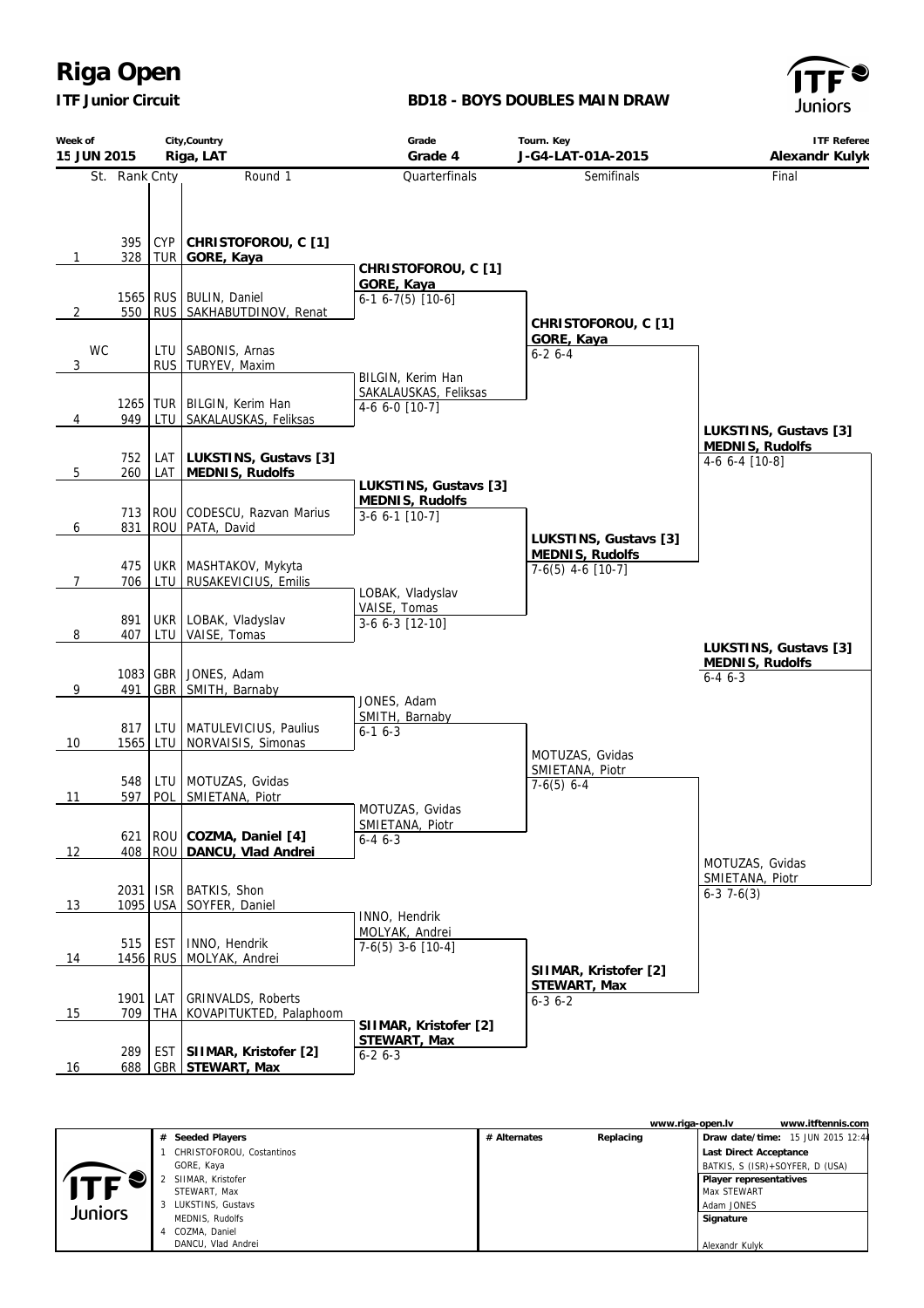# Riga Open

**ITF Junior Circuit**

**BD18 - BOYS DOUBLES MAIN DRAW**

| Week of | City,Country | Grade | Tourn. Key | ITF Referee |
|---|---|---|---|---|
| 15 JUN 2015 | Riga, LAT | Grade 4 | J-G4-LAT-01A-2015 | Alexandr Kulyk |

## Round 1

| | St. | Rank | Cnty | Round 1 |
|---|---|---|---|---|
| 1 | | 395 | CYP | **CHRISTOFOROU, C [1]** |
| | | 328 | TUR | **GORE, Kaya** |
| 2 | | 1565 | RUS | BULIN, Daniel |
| | | 550 | RUS | SAKHABUTDINOV, Renat |
| 3 | WC | | LTU | SABONIS, Arnas |
| | | | RUS | TURYEV, Maxim |
| 4 | | 1265 | TUR | BILGIN, Kerim Han |
| | | 949 | LTU | SAKALAUSKAS, Feliksas |
| 5 | | 752 | LAT | **LUKSTINS, Gustavs [3]** |
| | | 260 | LAT | **MEDNIS, Rudolfs** |
| 6 | | 713 | ROU | CODESCU, Razvan Marius |
| | | 831 | ROU | PATA, David |
| 7 | | 475 | UKR | MASHTAKOV, Mykyta |
| | | 706 | LTU | RUSAKEVICIUS, Emilis |
| 8 | | 891 | UKR | LOBAK, Vladyslav |
| | | 407 | LTU | VAISE, Tomas |
| 9 | | 1083 | GBR | JONES, Adam |
| | | 491 | GBR | SMITH, Barnaby |
| 10 | | 817 | LTU | MATULEVICIUS, Paulius |
| | | 1565 | LTU | NORVAISIS, Simonas |
| 11 | | 548 | LTU | MOTUZAS, Gvidas |
| | | 597 | POL | SMIETANA, Piotr |
| 12 | | 621 | ROU | **COZMA, Daniel [4]** |
| | | 408 | ROU | **DANCU, Vlad Andrei** |
| 13 | | 2031 | ISR | BATKIS, Shon |
| | | 1095 | USA | SOYFER, Daniel |
| 14 | | 515 | EST | INNO, Hendrik |
| | | 1456 | RUS | MOLYAK, Andrei |
| 15 | | 1901 | LAT | GRINVALDS, Roberts |
| | | 709 | THA | KOVAPITUKTED, Palaphoom |
| 16 | | 289 | EST | **SIIMAR, Kristofer [2]** |
| | | 688 | GBR | **STEWART, Max** |

## Quarterfinals

- **CHRISTOFOROU, C [1] / GORE, Kaya** 6-1 6-7(5) [10-6]
- BILGIN, Kerim Han / SAKALAUSKAS, Feliksas 4-6 6-0 [10-7]
- **LUKSTINS, Gustavs [3] / MEDNIS, Rudolfs** 3-6 6-1 [10-7]
- LOBAK, Vladyslav / VAISE, Tomas 3-6 6-3 [12-10]
- JONES, Adam / SMITH, Barnaby 6-1 6-3
- MOTUZAS, Gvidas / SMIETANA, Piotr 6-4 6-3
- INNO, Hendrik / MOLYAK, Andrei 7-6(5) 3-6 [10-4]
- **SIIMAR, Kristofer [2] / STEWART, Max** 6-2 6-3

## Semifinals

- **CHRISTOFOROU, C [1] / GORE, Kaya** 6-2 6-4
- **LUKSTINS, Gustavs [3] / MEDNIS, Rudolfs** 7-6(5) 4-6 [10-7]
- MOTUZAS, Gvidas / SMIETANA, Piotr 7-6(5) 6-4
- **SIIMAR, Kristofer [2] / STEWART, Max** 6-3 6-2

## Final

- **LUKSTINS, Gustavs [3] / MEDNIS, Rudolfs** 4-6 6-4 [10-8]
- MOTUZAS, Gvidas / SMIETANA, Piotr 6-3 7-6(3)

## Winner

**LUKSTINS, Gustavs [3] / MEDNIS, Rudolfs** 6-4 6-3

---

www.riga-open.lv | www.itftennis.com

| # | Seeded Players | # Alternates | Replacing |
|---|---|---|---|
| 1 | CHRISTOFOROU, Costantinos / GORE, Kaya | | |
| 2 | SIIMAR, Kristofer / STEWART, Max | | |
| 3 | LUKSTINS, Gustavs / MEDNIS, Rudolfs | | |
| 4 | COZMA, Daniel / DANCU, Vlad Andrei | | |

**Draw date/time:** 15 JUN 2015 12:44

**Last Direct Acceptance**
BATKIS, S (ISR)+SOYFER, D (USA)

**Player representatives**
Max STEWART
Adam JONES

**Signature**

Alexandr Kulyk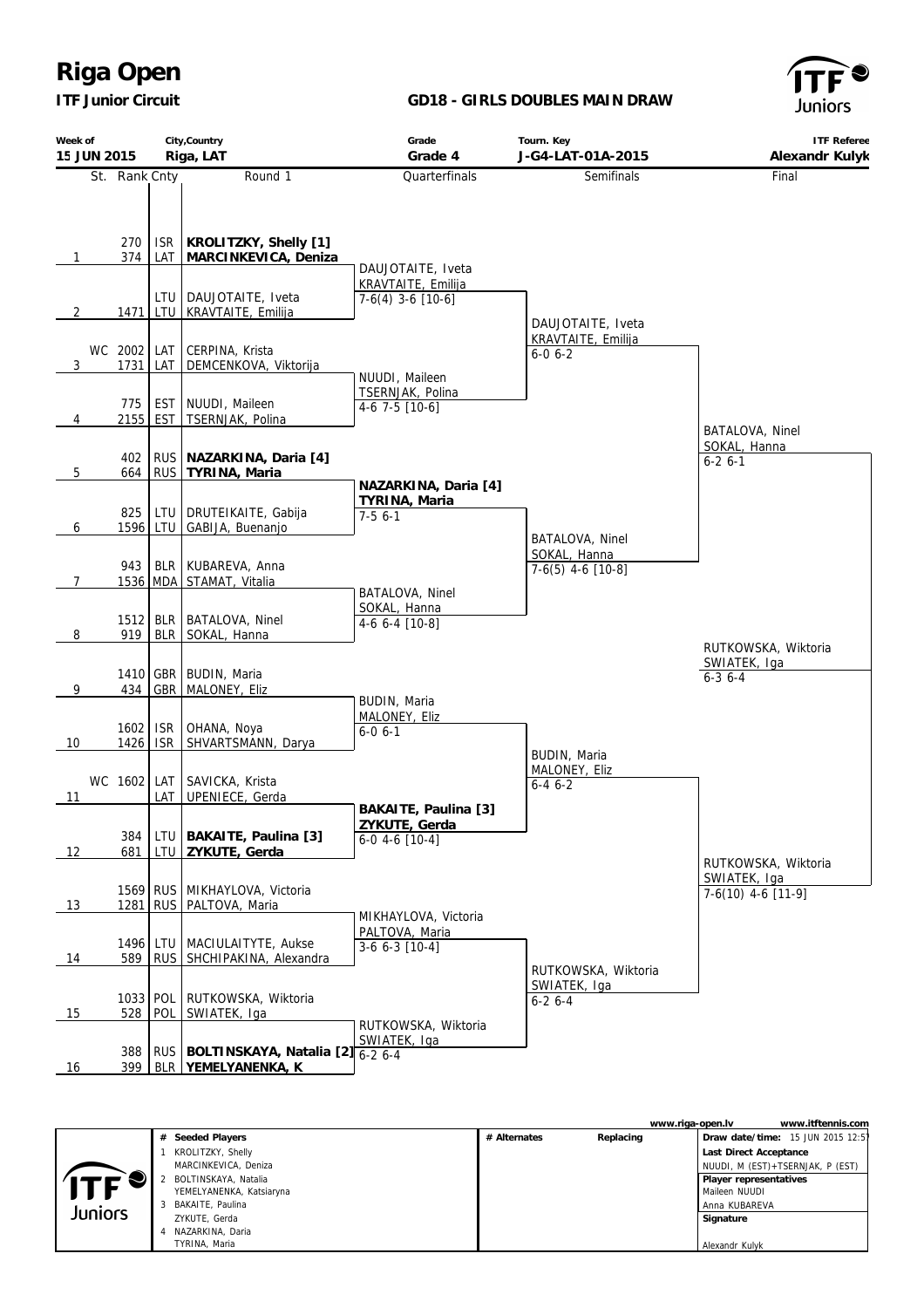# Riga Open

**ITF Junior Circuit**

**GD18 - GIRLS DOUBLES MAIN DRAW**

| Week of | City,Country | Grade | Tourn. Key | ITF Referee |
|---|---|---|---|---|
| 15 JUN 2015 | Riga, LAT | Grade 4 | J-G4-LAT-01A-2015 | Alexandr Kulyk |

| St. | Rank | Cnty | Round 1 | Quarterfinals | Semifinals | Final |
|---|---|---|---|---|---|---|
| 1 | 270 / 374 | ISR / LAT | **KROLITZKY, Shelly [1]** / **MARCINKEVICA, Deniza** | | | |
| 2 | 1471 | LTU / LTU | DAUJOTAITE, Iveta / KRAVTAITE, Emilija | DAUJOTAITE, Iveta / KRAVTAITE, Emilija 7-6(4) 3-6 [10-6] | | |
| 3 | WC 2002 / 1731 | LAT / LAT | CERPINA, Krista / DEMCENKOVA, Viktorija | | DAUJOTAITE, Iveta / KRAVTAITE, Emilija 6-0 6-2 | |
| 4 | 775 / 2155 | EST / EST | NUUDI, Maileen / TSERNJAK, Polina | NUUDI, Maileen / TSERNJAK, Polina 4-6 7-5 [10-6] | | |
| 5 | 402 / 664 | RUS / RUS | **NAZARKINA, Daria [4]** / **TYRINA, Maria** | | | BATALOVA, Ninel / SOKAL, Hanna 6-2 6-1 |
| 6 | 825 / 1596 | LTU / LTU | DRUTEIKAITE, Gabija / GABIJA, Buenanjo | **NAZARKINA, Daria [4]** / **TYRINA, Maria** 7-5 6-1 | | |
| 7 | 943 / 1536 | BLR / MDA | KUBAREVA, Anna / STAMAT, Vitalia | | BATALOVA, Ninel / SOKAL, Hanna 7-6(5) 4-6 [10-8] | |
| 8 | 1512 / 919 | BLR / BLR | BATALOVA, Ninel / SOKAL, Hanna | BATALOVA, Ninel / SOKAL, Hanna 4-6 6-4 [10-8] | | |
| 9 | 1410 / 434 | GBR / GBR | BUDIN, Maria / MALONEY, Eliz | | | RUTKOWSKA, Wiktoria / SWIATEK, Iga 6-3 6-4 |
| 10 | 1602 / 1426 | ISR / ISR | OHANA, Noya / SHVARTSMANN, Darya | BUDIN, Maria / MALONEY, Eliz 6-0 6-1 | | |
| 11 | WC 1602 | LAT / LAT | SAVICKA, Krista / UPENIECE, Gerda | | BUDIN, Maria / MALONEY, Eliz 6-4 6-2 | |
| 12 | 384 / 681 | LTU / LTU | **BAKAITE, Paulina [3]** / **ZYKUTE, Gerda** | **BAKAITE, Paulina [3]** / **ZYKUTE, Gerda** 6-0 4-6 [10-4] | | |
| 13 | 1569 / 1281 | RUS / RUS | MIKHAYLOVA, Victoria / PALTOVA, Maria | | | RUTKOWSKA, Wiktoria / SWIATEK, Iga 7-6(10) 4-6 [11-9] |
| 14 | 1496 / 589 | LTU / RUS | MACIULAITYTE, Aukse / SHCHIPAKINA, Alexandra | MIKHAYLOVA, Victoria / PALTOVA, Maria 3-6 6-3 [10-4] | | |
| 15 | 1033 / 528 | POL / POL | RUTKOWSKA, Wiktoria / SWIATEK, Iga | | RUTKOWSKA, Wiktoria / SWIATEK, Iga 6-2 6-4 | |
| 16 | 388 / 399 | RUS / BLR | **BOLTINSKAYA, Natalia [2]** / **YEMELYANENKA, K** | RUTKOWSKA, Wiktoria / SWIATEK, Iga 6-2 6-4 | | |

www.riga-open.lv www.itftennis.com

| # | Seeded Players | # | Alternates | Replacing | |
|---|---|---|---|---|---|
| 1 | KROLITZKY, Shelly / MARCINKEVICA, Deniza | | | | **Draw date/time:** 15 JUN 2015 12:57 |
| 2 | BOLTINSKAYA, Natalia / YEMELYANENKA, Katsiaryna | | | | **Last Direct Acceptance** NUUDI, M (EST)+TSERNJAK, P (EST) |
| 3 | BAKAITE, Paulina / ZYKUTE, Gerda | | | | **Player representatives** Maileen NUUDI, Anna KUBAREVA |
| 4 | NAZARKINA, Daria / TYRINA, Maria | | | | **Signature** Alexandr Kulyk |